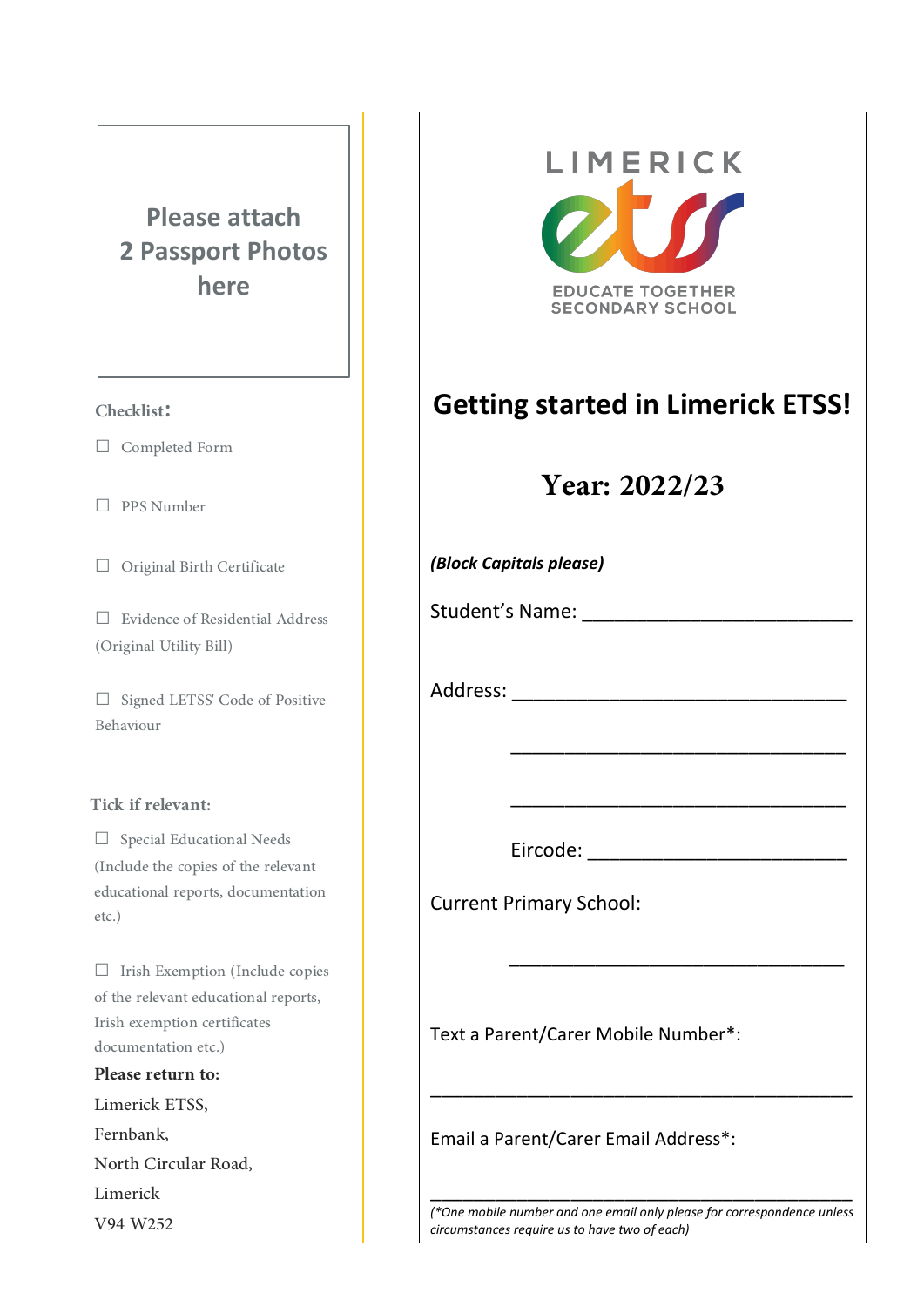Please attach 2 Passport Photos here

**Checklist:**

☐ Completed Form

☐ PPS Number

☐ Original Birth Certificate

☐ Evidence of Residential Address (Original Utility Bill)

☐ Signed LETSS' Code of Positive Behaviour

**Tick if relevant:**

☐ Special Educational Needs (Include the copies of the relevant educational reports, documentation etc.)

☐ Irish Exemption (Include copies of the relevant educational reports, Irish exemption certificates documentation etc.)

**Please return to:**

Limerick ETSS,
Fernbank,
North Circular Road,
Limerick
V94 W252

LIMERICK ETSS EDUCATE TOGETHER SECONDARY SCHOOL

# Getting started in Limerick ETSS!

## Year: 2022/23

***(Block Capitals please)***

Student's Name: ___________________________

Address: __________________________________

__________________________________

__________________________________

Eircode: __________________________

Current Primary School:

__________________________________

Text a Parent/Carer Mobile Number*:

__________________________________________

Email a Parent/Carer Email Address*:

__________________________________________

*(\*One mobile number and one email only please for correspondence unless circumstances require us to have two of each)*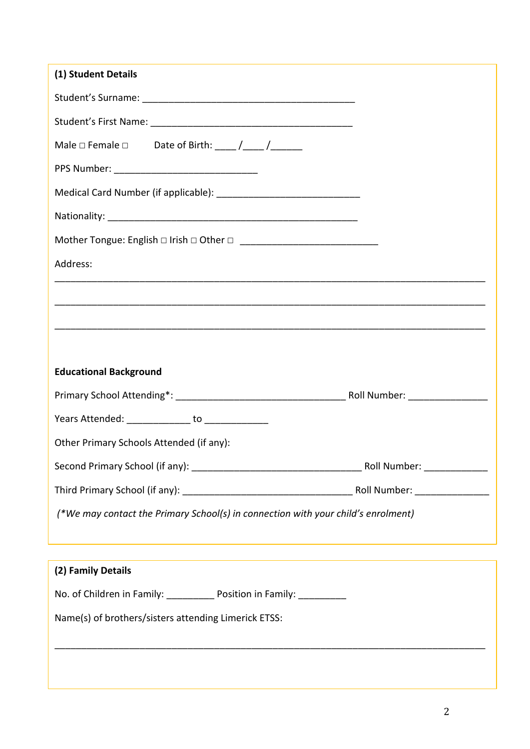**(1) Student Details**

Student's Surname: ________________________________________

Student's First Name: ______________________________________

Male □ Female □ Date of Birth: ____ /____ /______

PPS Number: ___________________________

Medical Card Number (if applicable): ___________________________

Nationality: _______________________________________________

Mother Tongue: English □ Irish □ Other □ __________________________

Address:

________________________________________________________________________________

________________________________________________________________________________

________________________________________________________________________________

**Educational Background**

Primary School Attending*: ________________________________ Roll Number: _______________

Years Attended: ____________ to ____________

Other Primary Schools Attended (if any):

Second Primary School (if any): ________________________________ Roll Number: ____________

Third Primary School (if any): ________________________________ Roll Number: ______________

*(*We may contact the Primary School(s) in connection with your child's enrolment)*

**(2) Family Details**

No. of Children in Family: _________ Position in Family: _________

Name(s) of brothers/sisters attending Limerick ETSS:

________________________________________________________________________________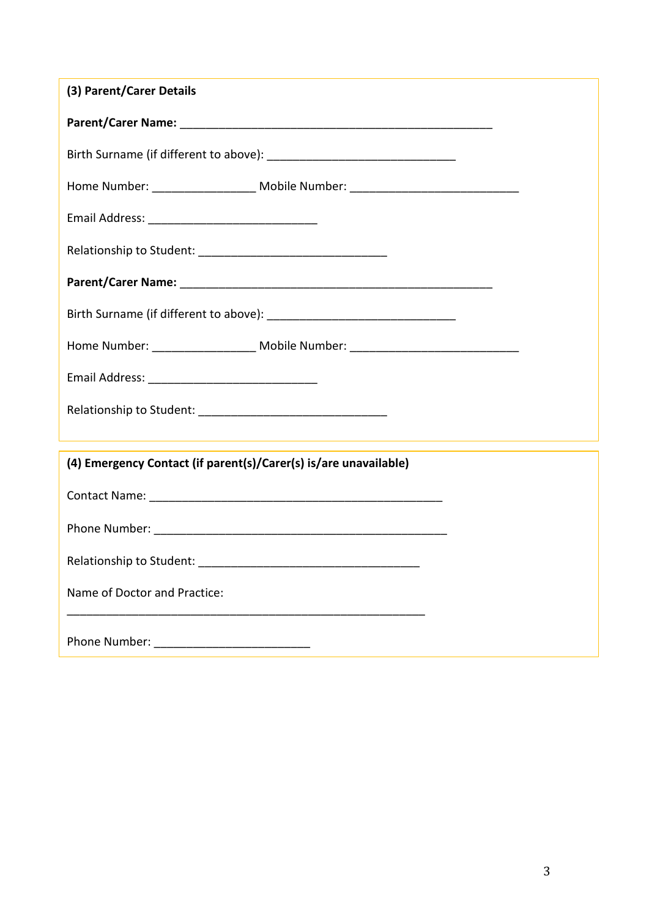**(3) Parent/Carer Details**

**Parent/Carer Name:** ___________________________________________________

Birth Surname (if different to above): ______________________________

Home Number: ________________ Mobile Number: ___________________________

Email Address: ___________________________

Relationship to Student: ______________________________

**Parent/Carer Name:** ___________________________________________________

Birth Surname (if different to above): ______________________________

Home Number: ________________ Mobile Number: ___________________________

Email Address: ___________________________

Relationship to Student: ______________________________

**(4) Emergency Contact (if parent(s)/Carer(s) is/are unavailable)**

Contact Name: _______________________________________________

Phone Number: _______________________________________________

Relationship to Student: ___________________________________

Name of Doctor and Practice:

_________________________________________________________

Phone Number: _________________________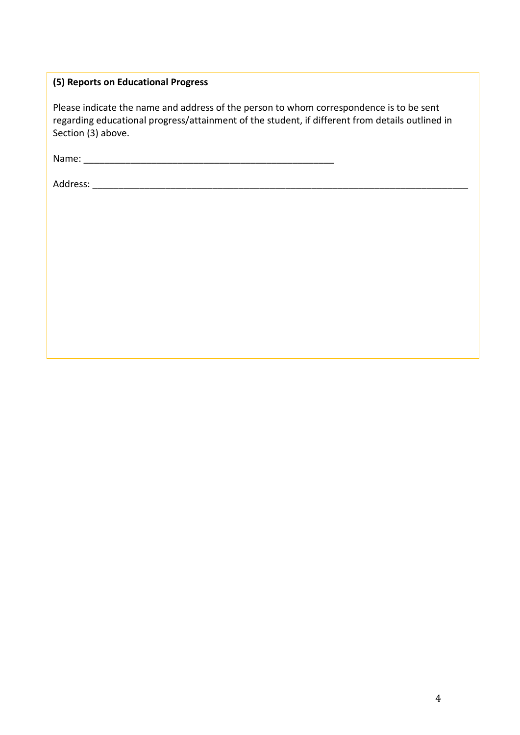**(5) Reports on Educational Progress**

Please indicate the name and address of the person to whom correspondence is to be sent regarding educational progress/attainment of the student, if different from details outlined in Section (3) above.

Name: ___________________________________________________

Address: ___________________________________________________________________________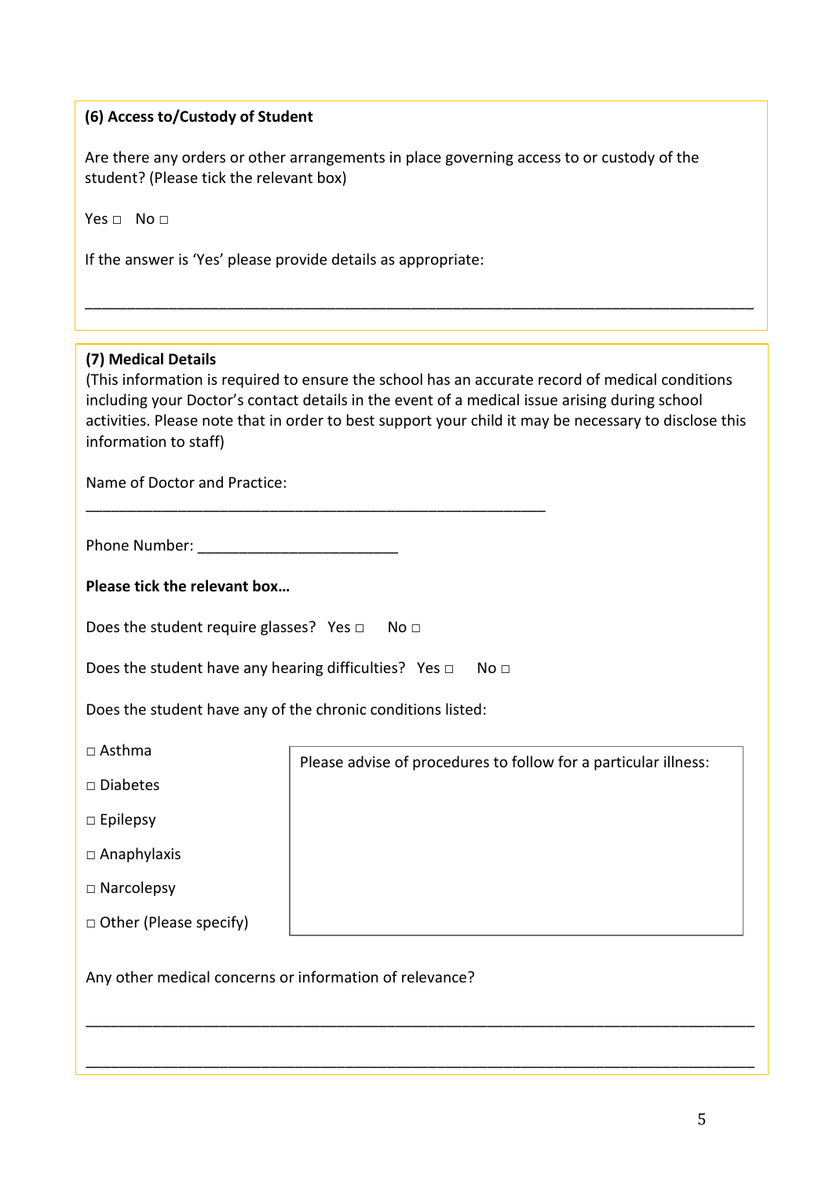**(6) Access to/Custody of Student**

Are there any orders or other arrangements in place governing access to or custody of the student? (Please tick the relevant box)

Yes □ No □

If the answer is 'Yes' please provide details as appropriate:

\_\_\_\_\_\_\_\_\_\_\_\_\_\_\_\_\_\_\_\_\_\_\_\_\_\_\_\_\_\_\_\_\_\_\_\_\_\_\_\_\_\_\_\_\_\_\_\_\_\_\_\_\_\_\_\_\_\_\_\_\_\_\_\_\_\_\_\_\_\_\_\_\_\_\_\_

**(7) Medical Details**

(This information is required to ensure the school has an accurate record of medical conditions including your Doctor's contact details in the event of a medical issue arising during school activities. Please note that in order to best support your child it may be necessary to disclose this information to staff)

Name of Doctor and Practice:

\_\_\_\_\_\_\_\_\_\_\_\_\_\_\_\_\_\_\_\_\_\_\_\_\_\_\_\_\_\_\_\_\_\_\_\_\_\_\_\_\_\_\_\_\_\_\_\_\_\_\_\_

Phone Number: \_\_\_\_\_\_\_\_\_\_\_\_\_\_\_\_\_\_\_\_\_\_\_\_

**Please tick the relevant box…**

Does the student require glasses? Yes □ No □

Does the student have any hearing difficulties? Yes □ No □

Does the student have any of the chronic conditions listed:

□ Asthma

□ Diabetes

□ Epilepsy

□ Anaphylaxis

□ Narcolepsy

□ Other (Please specify)

Please advise of procedures to follow for a particular illness:

Any other medical concerns or information of relevance?

\_\_\_\_\_\_\_\_\_\_\_\_\_\_\_\_\_\_\_\_\_\_\_\_\_\_\_\_\_\_\_\_\_\_\_\_\_\_\_\_\_\_\_\_\_\_\_\_\_\_\_\_\_\_\_\_\_\_\_\_\_\_\_\_\_\_\_\_\_\_\_\_\_\_\_\_

\_\_\_\_\_\_\_\_\_\_\_\_\_\_\_\_\_\_\_\_\_\_\_\_\_\_\_\_\_\_\_\_\_\_\_\_\_\_\_\_\_\_\_\_\_\_\_\_\_\_\_\_\_\_\_\_\_\_\_\_\_\_\_\_\_\_\_\_\_\_\_\_\_\_\_\_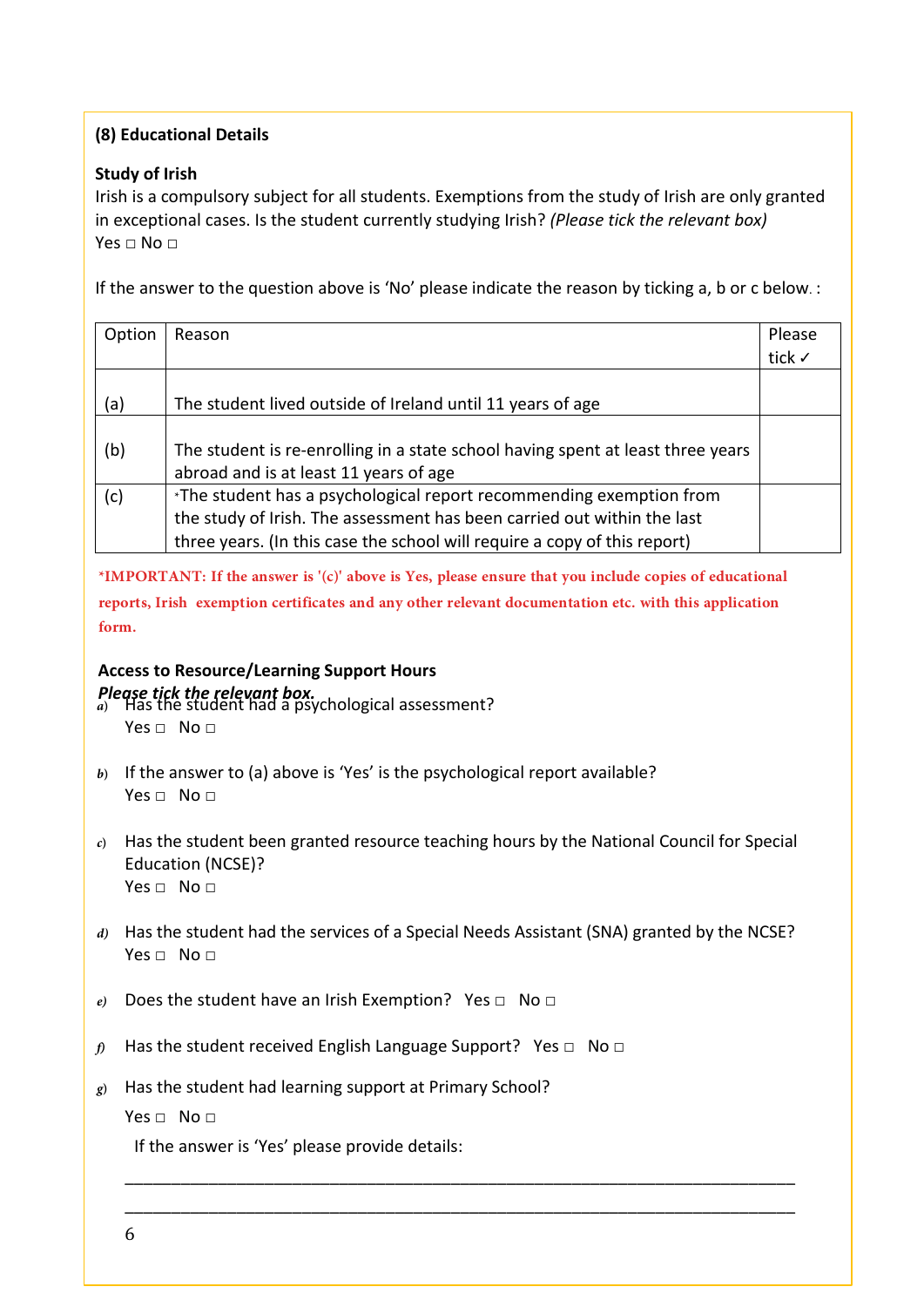**(8) Educational Details**

**Study of Irish**

Irish is a compulsory subject for all students. Exemptions from the study of Irish are only granted in exceptional cases. Is the student currently studying Irish? *(Please tick the relevant box)*

Yes □ No □

If the answer to the question above is 'No' please indicate the reason by ticking a, b or c below. :

| Option | Reason | Please tick ✓ |
|---|---|---|
| (a) | The student lived outside of Ireland until 11 years of age | |
| (b) | The student is re-enrolling in a state school having spent at least three years abroad and is at least 11 years of age | |
| (c) | *The student has a psychological report recommending exemption from the study of Irish. The assessment has been carried out within the last three years. (In this case the school will require a copy of this report) | |

**\*IMPORTANT: If the answer is '(c)' above is Yes, please ensure that you include copies of educational reports, Irish exemption certificates and any other relevant documentation etc. with this application form.**

**Access to Resource/Learning Support Hours**

***Please tick the relevant box.***

a) Has the student had a psychological assessment?
Yes □ No □

b) If the answer to (a) above is 'Yes' is the psychological report available?
Yes □ No □

c) Has the student been granted resource teaching hours by the National Council for Special Education (NCSE)?
Yes □ No □

d) Has the student had the services of a Special Needs Assistant (SNA) granted by the NCSE?
Yes □ No □

e) Does the student have an Irish Exemption? Yes □ No □

f) Has the student received English Language Support? Yes □ No □

g) Has the student had learning support at Primary School?
Yes □ No □

If the answer is 'Yes' please provide details:

\_\_\_\_\_\_\_\_\_\_\_\_\_\_\_\_\_\_\_\_\_\_\_\_\_\_\_\_\_\_\_\_\_\_\_\_\_\_\_\_\_\_\_\_\_\_\_\_\_\_\_\_\_\_\_\_\_\_\_\_\_\_\_\_\_\_\_\_\_\_\_\_

\_\_\_\_\_\_\_\_\_\_\_\_\_\_\_\_\_\_\_\_\_\_\_\_\_\_\_\_\_\_\_\_\_\_\_\_\_\_\_\_\_\_\_\_\_\_\_\_\_\_\_\_\_\_\_\_\_\_\_\_\_\_\_\_\_\_\_\_\_\_\_\_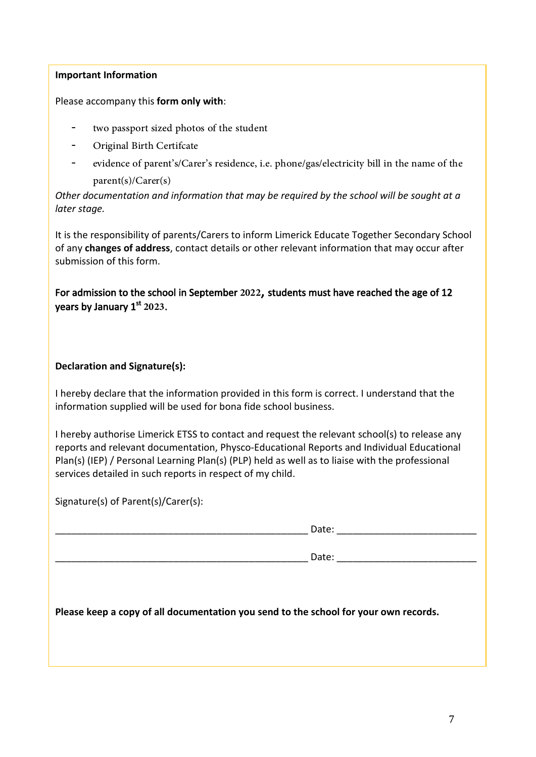**Important Information**

Please accompany this **form only with**:

- two passport sized photos of the student
- Original Birth Certifcate
- evidence of parent's/Carer's residence, i.e. phone/gas/electricity bill in the name of the parent(s)/Carer(s)

*Other documentation and information that may be required by the school will be sought at a later stage.*

It is the responsibility of parents/Carers to inform Limerick Educate Together Secondary School of any **changes of address**, contact details or other relevant information that may occur after submission of this form.

**For admission to the school in September 2022, students must have reached the age of 12 years by January 1st 2023.**

**Declaration and Signature(s):**

I hereby declare that the information provided in this form is correct. I understand that the information supplied will be used for bona fide school business.

I hereby authorise Limerick ETSS to contact and request the relevant school(s) to release any reports and relevant documentation, Physco-Educational Reports and Individual Educational Plan(s) (IEP) / Personal Learning Plan(s) (PLP) held as well as to liaise with the professional services detailed in such reports in respect of my child.

Signature(s) of Parent(s)/Carer(s):

_______________________________________________ Date: __________________________

_______________________________________________ Date: __________________________

**Please keep a copy of all documentation you send to the school for your own records.**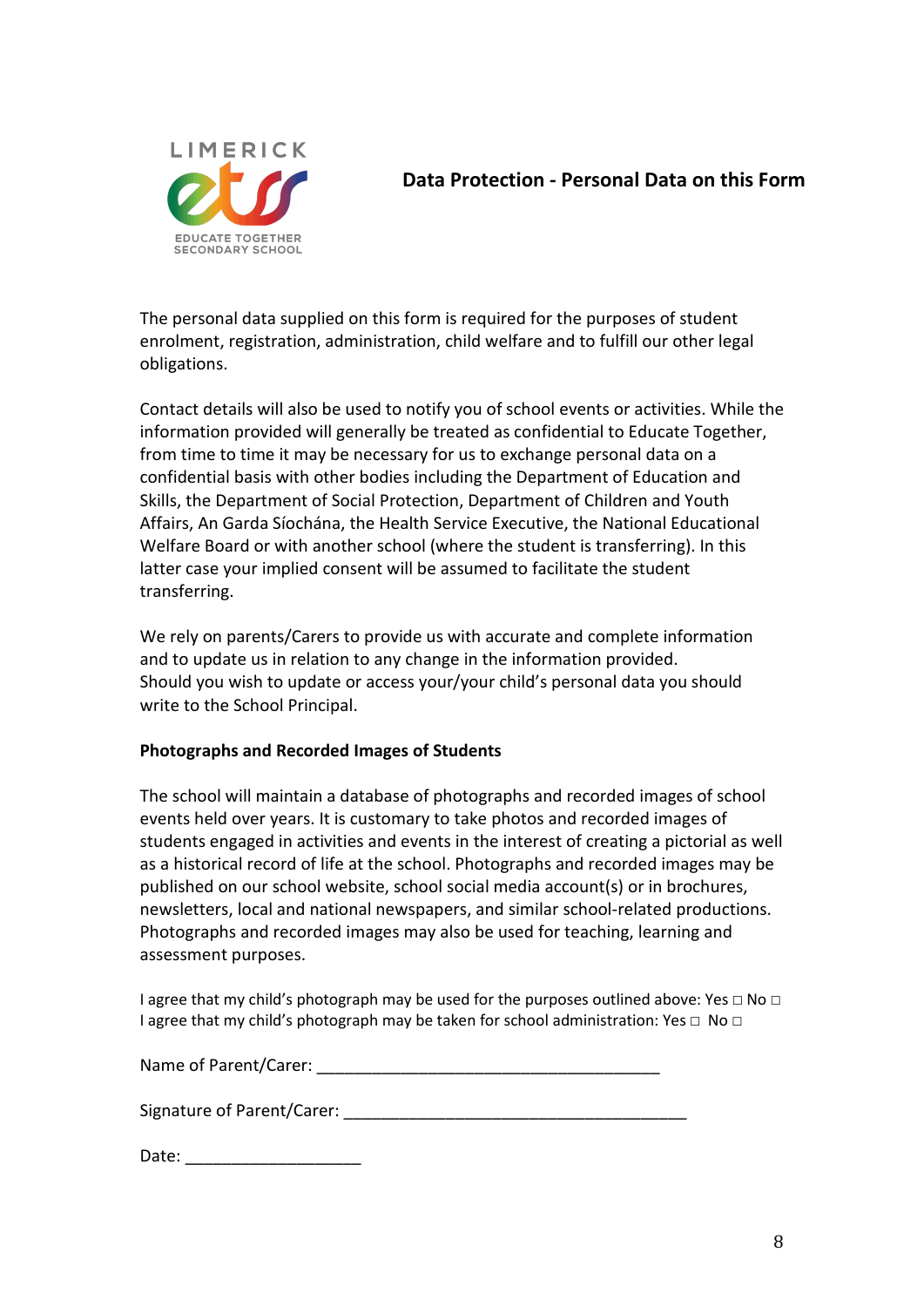## Data Protection - Personal Data on this Form

The personal data supplied on this form is required for the purposes of student enrolment, registration, administration, child welfare and to fulfill our other legal obligations.

Contact details will also be used to notify you of school events or activities. While the information provided will generally be treated as confidential to Educate Together, from time to time it may be necessary for us to exchange personal data on a confidential basis with other bodies including the Department of Education and Skills, the Department of Social Protection, Department of Children and Youth Affairs, An Garda Síochána, the Health Service Executive, the National Educational Welfare Board or with another school (where the student is transferring). In this latter case your implied consent will be assumed to facilitate the student transferring.

We rely on parents/Carers to provide us with accurate and complete information and to update us in relation to any change in the information provided.
Should you wish to update or access your/your child's personal data you should write to the School Principal.

**Photographs and Recorded Images of Students**

The school will maintain a database of photographs and recorded images of school events held over years. It is customary to take photos and recorded images of students engaged in activities and events in the interest of creating a pictorial as well as a historical record of life at the school. Photographs and recorded images may be published on our school website, school social media account(s) or in brochures, newsletters, local and national newspapers, and similar school-related productions. Photographs and recorded images may also be used for teaching, learning and assessment purposes.

I agree that my child's photograph may be used for the purposes outlined above: Yes □ No □
I agree that my child's photograph may be taken for school administration: Yes □ No □

Name of Parent/Carer: ______________________________________

Signature of Parent/Carer: ______________________________________

Date: ___________________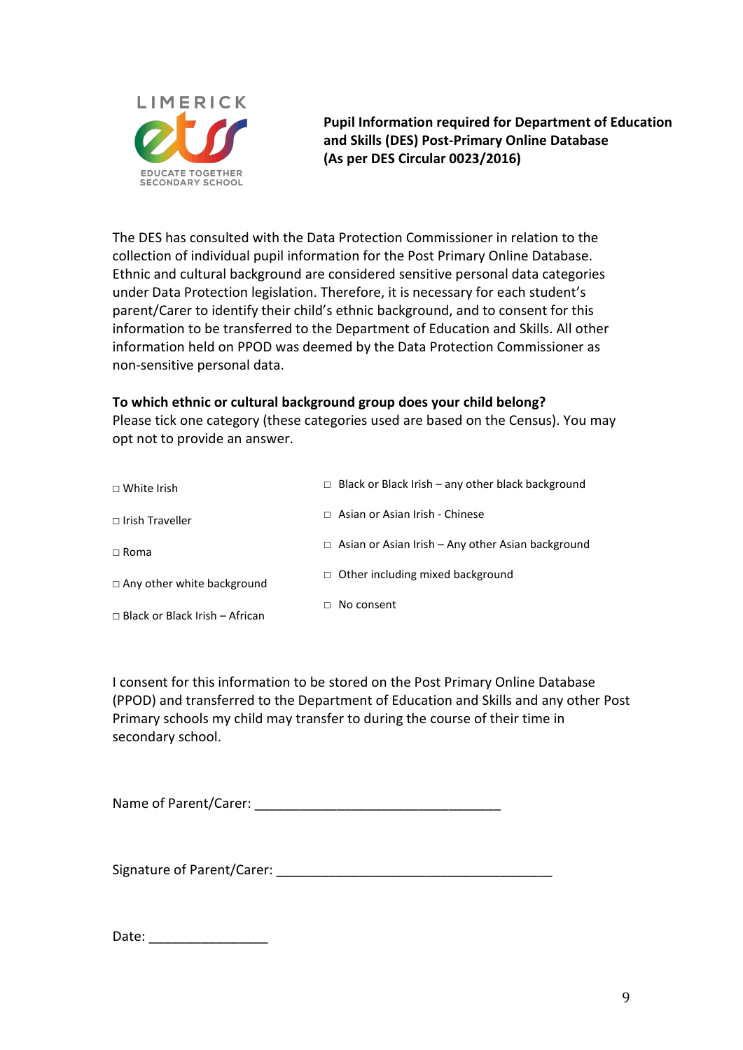LIMERICK

EDUCATE TOGETHER SECONDARY SCHOOL

**Pupil Information required for Department of Education and Skills (DES) Post-Primary Online Database (As per DES Circular 0023/2016)**

The DES has consulted with the Data Protection Commissioner in relation to the collection of individual pupil information for the Post Primary Online Database. Ethnic and cultural background are considered sensitive personal data categories under Data Protection legislation. Therefore, it is necessary for each student's parent/Carer to identify their child's ethnic background, and to consent for this information to be transferred to the Department of Education and Skills. All other information held on PPOD was deemed by the Data Protection Commissioner as non-sensitive personal data.

**To which ethnic or cultural background group does your child belong?**
Please tick one category (these categories used are based on the Census). You may opt not to provide an answer.

□ White Irish

□ Irish Traveller

□ Roma

□ Any other white background

□ Black or Black Irish – African

□ Black or Black Irish – any other black background

□ Asian or Asian Irish - Chinese

□ Asian or Asian Irish – Any other Asian background

□ Other including mixed background

□ No consent

I consent for this information to be stored on the Post Primary Online Database (PPOD) and transferred to the Department of Education and Skills and any other Post Primary schools my child may transfer to during the course of their time in secondary school.

Name of Parent/Carer: _________________________________

Signature of Parent/Carer: _____________________________________

Date: ________________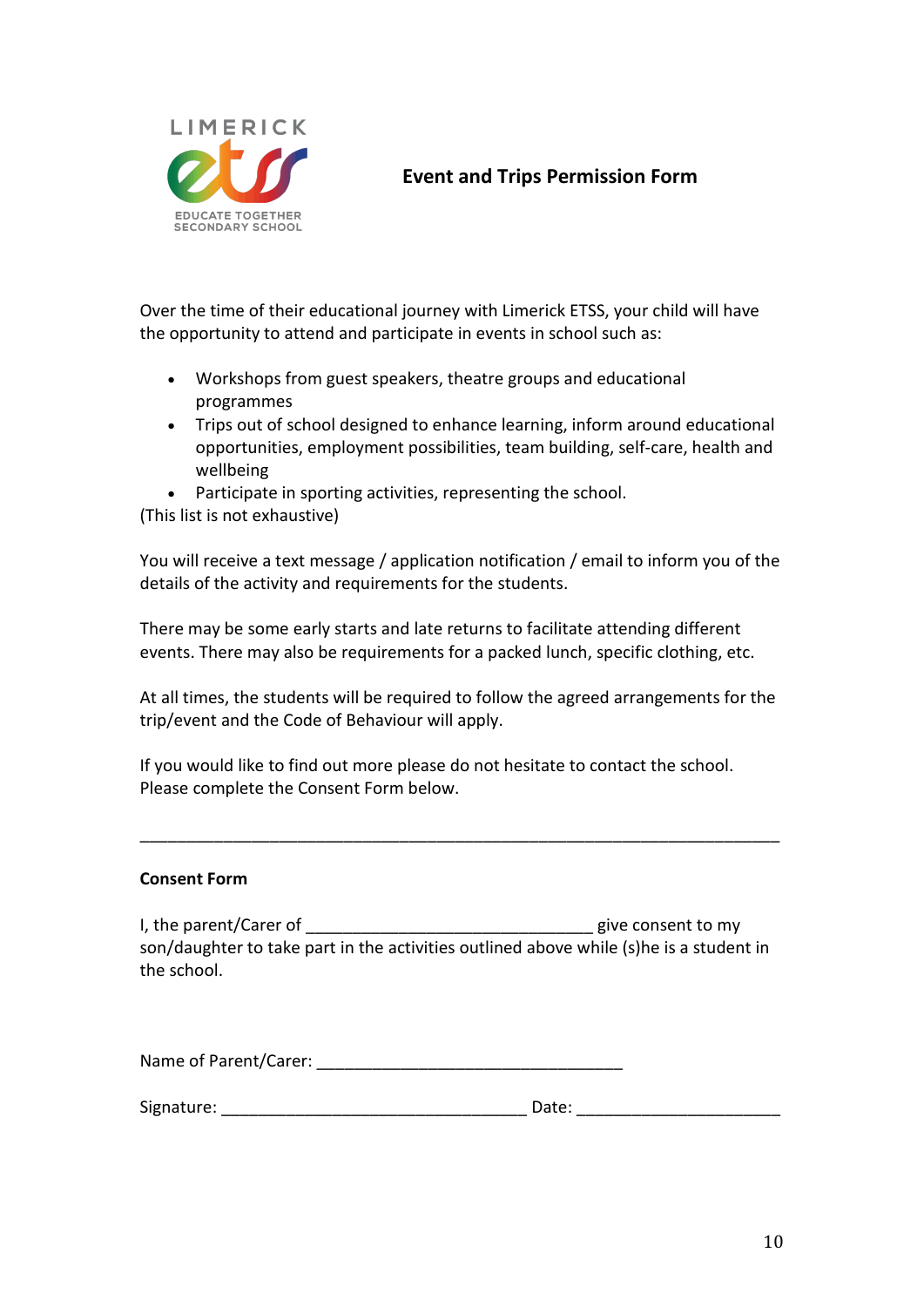LIMERICK

EDUCATE TOGETHER SECONDARY SCHOOL

# Event and Trips Permission Form

Over the time of their educational journey with Limerick ETSS, your child will have the opportunity to attend and participate in events in school such as:

- Workshops from guest speakers, theatre groups and educational programmes
- Trips out of school designed to enhance learning, inform around educational opportunities, employment possibilities, team building, self-care, health and wellbeing
- Participate in sporting activities, representing the school.

(This list is not exhaustive)

You will receive a text message / application notification / email to inform you of the details of the activity and requirements for the students.

There may be some early starts and late returns to facilitate attending different events. There may also be requirements for a packed lunch, specific clothing, etc.

At all times, the students will be required to follow the agreed arrangements for the trip/event and the Code of Behaviour will apply.

If you would like to find out more please do not hesitate to contact the school. Please complete the Consent Form below.

---

**Consent Form**

I, the parent/Carer of _______________________________ give consent to my son/daughter to take part in the activities outlined above while (s)he is a student in the school.

Name of Parent/Carer: _________________________________

Signature: _________________________________ Date: ______________________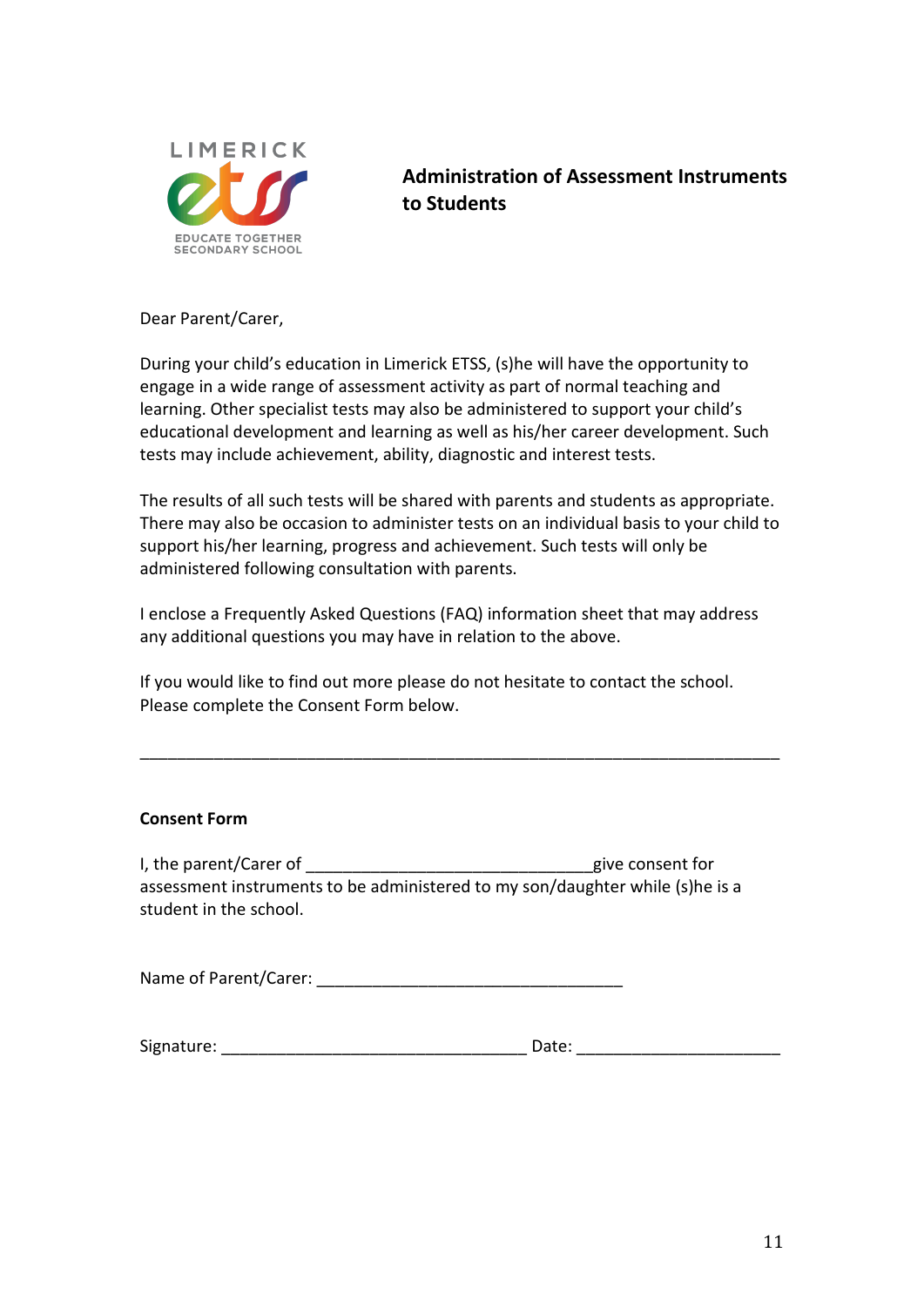LIMERICK ETSS
EDUCATE TOGETHER SECONDARY SCHOOL

## Administration of Assessment Instruments to Students

Dear Parent/Carer,

During your child's education in Limerick ETSS, (s)he will have the opportunity to engage in a wide range of assessment activity as part of normal teaching and learning. Other specialist tests may also be administered to support your child's educational development and learning as well as his/her career development. Such tests may include achievement, ability, diagnostic and interest tests.

The results of all such tests will be shared with parents and students as appropriate. There may also be occasion to administer tests on an individual basis to your child to support his/her learning, progress and achievement. Such tests will only be administered following consultation with parents.

I enclose a Frequently Asked Questions (FAQ) information sheet that may address any additional questions you may have in relation to the above.

If you would like to find out more please do not hesitate to contact the school. Please complete the Consent Form below.

---

**Consent Form**

I, the parent/Carer of ______________________________give consent for assessment instruments to be administered to my son/daughter while (s)he is a student in the school.

Name of Parent/Carer: ________________________________

Signature: ________________________________ Date: _____________________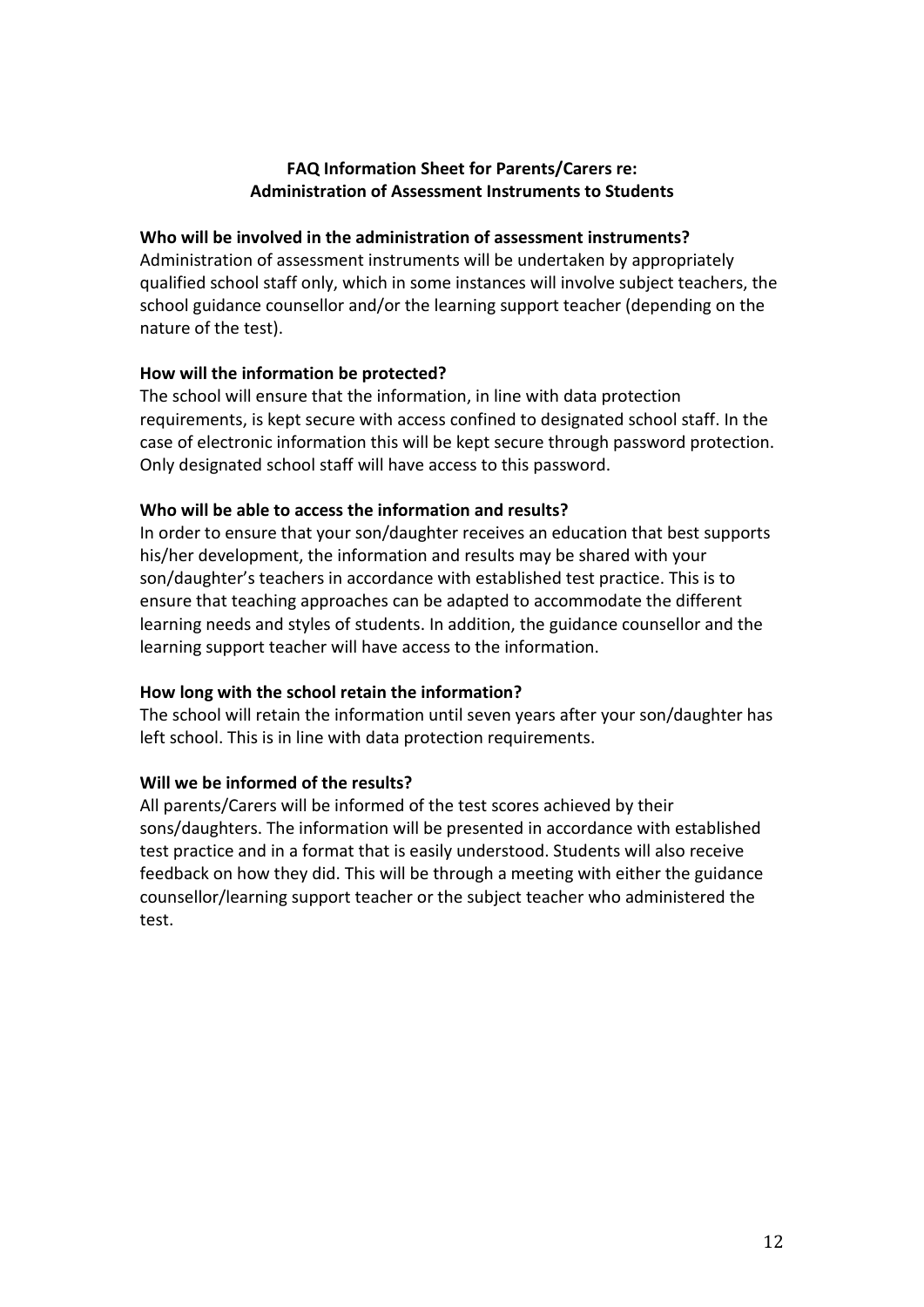**FAQ Information Sheet for Parents/Carers re: Administration of Assessment Instruments to Students**

**Who will be involved in the administration of assessment instruments?**

Administration of assessment instruments will be undertaken by appropriately qualified school staff only, which in some instances will involve subject teachers, the school guidance counsellor and/or the learning support teacher (depending on the nature of the test).

**How will the information be protected?**

The school will ensure that the information, in line with data protection requirements, is kept secure with access confined to designated school staff. In the case of electronic information this will be kept secure through password protection. Only designated school staff will have access to this password.

**Who will be able to access the information and results?**

In order to ensure that your son/daughter receives an education that best supports his/her development, the information and results may be shared with your son/daughter's teachers in accordance with established test practice. This is to ensure that teaching approaches can be adapted to accommodate the different learning needs and styles of students. In addition, the guidance counsellor and the learning support teacher will have access to the information.

**How long with the school retain the information?**

The school will retain the information until seven years after your son/daughter has left school. This is in line with data protection requirements.

**Will we be informed of the results?**

All parents/Carers will be informed of the test scores achieved by their sons/daughters. The information will be presented in accordance with established test practice and in a format that is easily understood. Students will also receive feedback on how they did. This will be through a meeting with either the guidance counsellor/learning support teacher or the subject teacher who administered the test.